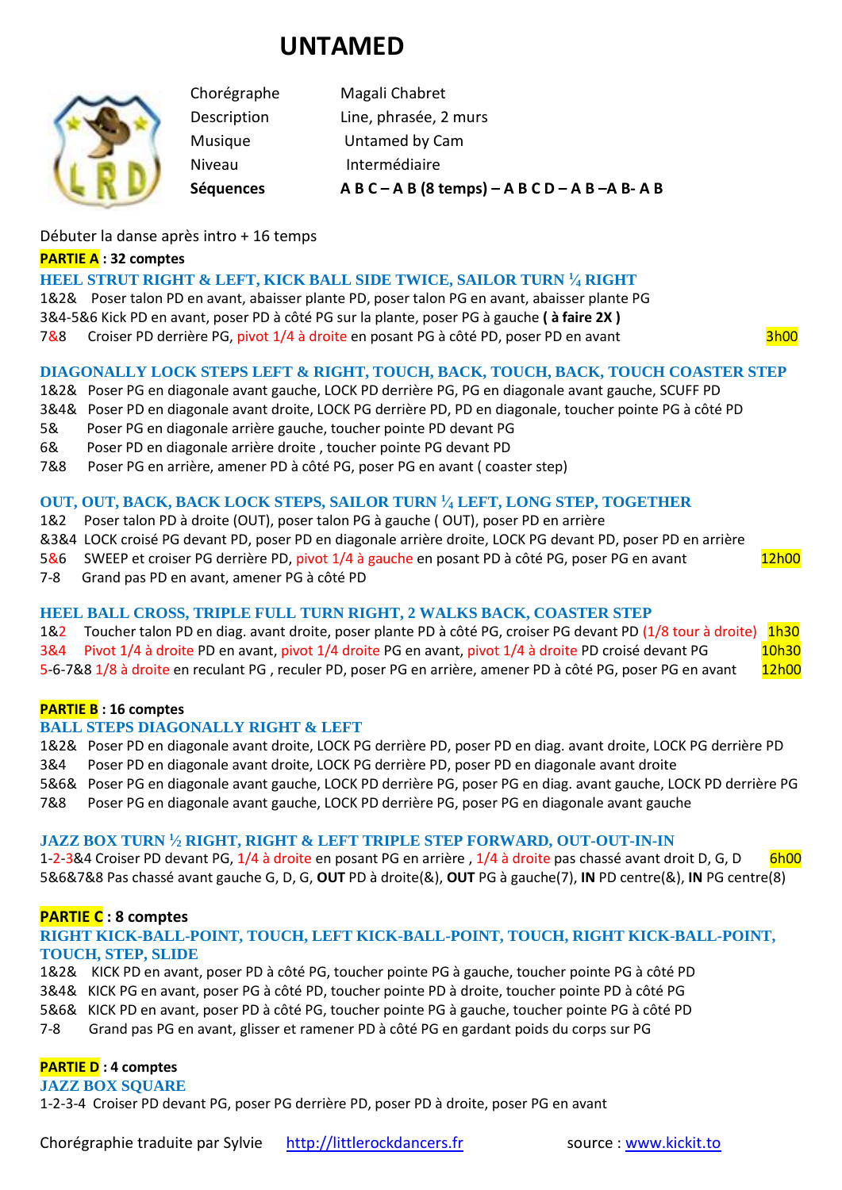# UNTAMED

| | |
|---|---|
| Chorégraphe | Magali Chabret |
| Description | Line, phrasée, 2 murs |
| Musique | Untamed by Cam |
| Niveau | Intermédiaire |
| **Séquences** | **A B C – A B (8 temps) – A B C D – A B –A B- A B** |

Débuter la danse après intro + 16 temps

**PARTIE A : 32 comptes**

### HEEL STRUT RIGHT & LEFT, KICK BALL SIDE TWICE, SAILOR TURN ¼ RIGHT

1&2& Poser talon PD en avant, abaisser plante PD, poser talon PG en avant, abaisser plante PG
3&4-5&6 Kick PD en avant, poser PD à côté PG sur la plante, poser PG à gauche **( à faire 2X )**
7&8 Croiser PD derrière PG, pivot 1/4 à droite en posant PG à côté PD, poser PD en avant — 3h00

### DIAGONALLY LOCK STEPS LEFT & RIGHT, TOUCH, BACK, TOUCH, BACK, TOUCH COASTER STEP

1&2& Poser PG en diagonale avant gauche, LOCK PD derrière PG, PG en diagonale avant gauche, SCUFF PD
3&4& Poser PD en diagonale avant droite, LOCK PG derrière PD, PD en diagonale, toucher pointe PG à côté PD
5& Poser PG en diagonale arrière gauche, toucher pointe PD devant PG
6& Poser PD en diagonale arrière droite , toucher pointe PG devant PD
7&8 Poser PG en arrière, amener PD à côté PG, poser PG en avant ( coaster step)

### OUT, OUT, BACK, BACK LOCK STEPS, SAILOR TURN ¼ LEFT, LONG STEP, TOGETHER

1&2 Poser talon PD à droite (OUT), poser talon PG à gauche ( OUT), poser PD en arrière
&3&4 LOCK croisé PG devant PD, poser PD en diagonale arrière droite, LOCK PG devant PD, poser PD en arrière
5&6 SWEEP et croiser PG derrière PD, pivot 1/4 à gauche en posant PD à côté PG, poser PG en avant — 12h00
7-8 Grand pas PD en avant, amener PG à côté PD

### HEEL BALL CROSS, TRIPLE FULL TURN RIGHT, 2 WALKS BACK, COASTER STEP

1&2 Toucher talon PD en diag. avant droite, poser plante PD à côté PG, croiser PG devant PD (1/8 tour à droite) — 1h30
3&4 Pivot 1/4 à droite PD en avant, pivot 1/4 à droite PG en avant, pivot 1/4 à droite PD croisé devant PG — 10h30
5-6-7&8 1/8 à droite en reculant PG , reculer PD, poser PG en arrière, amener PD à côté PG, poser PG en avant — 12h00

**PARTIE B : 16 comptes**

### BALL STEPS DIAGONALLY RIGHT & LEFT

1&2& Poser PD en diagonale avant droite, LOCK PG derrière PD, poser PD en diag. avant droite, LOCK PG derrière PD
3&4 Poser PD en diagonale avant droite, LOCK PG derrière PD, poser PD en diagonale avant droite
5&6& Poser PG en diagonale avant gauche, LOCK PD derrière PG, poser PG en diag. avant gauche, LOCK PD derrière PG
7&8 Poser PG en diagonale avant gauche, LOCK PD derrière PG, poser PG en diagonale avant gauche

### JAZZ BOX TURN ½ RIGHT, RIGHT & LEFT TRIPLE STEP FORWARD, OUT-OUT-IN-IN

1-2-3&4 Croiser PD devant PG, 1/4 à droite en posant PG en arrière , 1/4 à droite pas chassé avant droit D, G, D — 6h00
5&6&7&8 Pas chassé avant gauche G, D, G, **OUT** PD à droite(&), **OUT** PG à gauche(7), **IN** PD centre(&), **IN** PG centre(8)

**PARTIE C : 8 comptes**

### RIGHT KICK-BALL-POINT, TOUCH, LEFT KICK-BALL-POINT, TOUCH, RIGHT KICK-BALL-POINT, TOUCH, STEP, SLIDE

1&2& KICK PD en avant, poser PD à côté PG, toucher pointe PG à gauche, toucher pointe PG à côté PD
3&4& KICK PG en avant, poser PG à côté PD, toucher pointe PD à droite, toucher pointe PD à côté PG
5&6& KICK PD en avant, poser PD à côté PG, toucher pointe PG à gauche, toucher pointe PG à côté PD
7-8 Grand pas PG en avant, glisser et ramener PD à côté PG en gardant poids du corps sur PG

**PARTIE D : 4 comptes**

### JAZZ BOX SQUARE

1-2-3-4 Croiser PD devant PG, poser PG derrière PD, poser PD à droite, poser PG en avant

Chorégraphie traduite par Sylvie http://littlerockdancers.fr source : www.kickit.to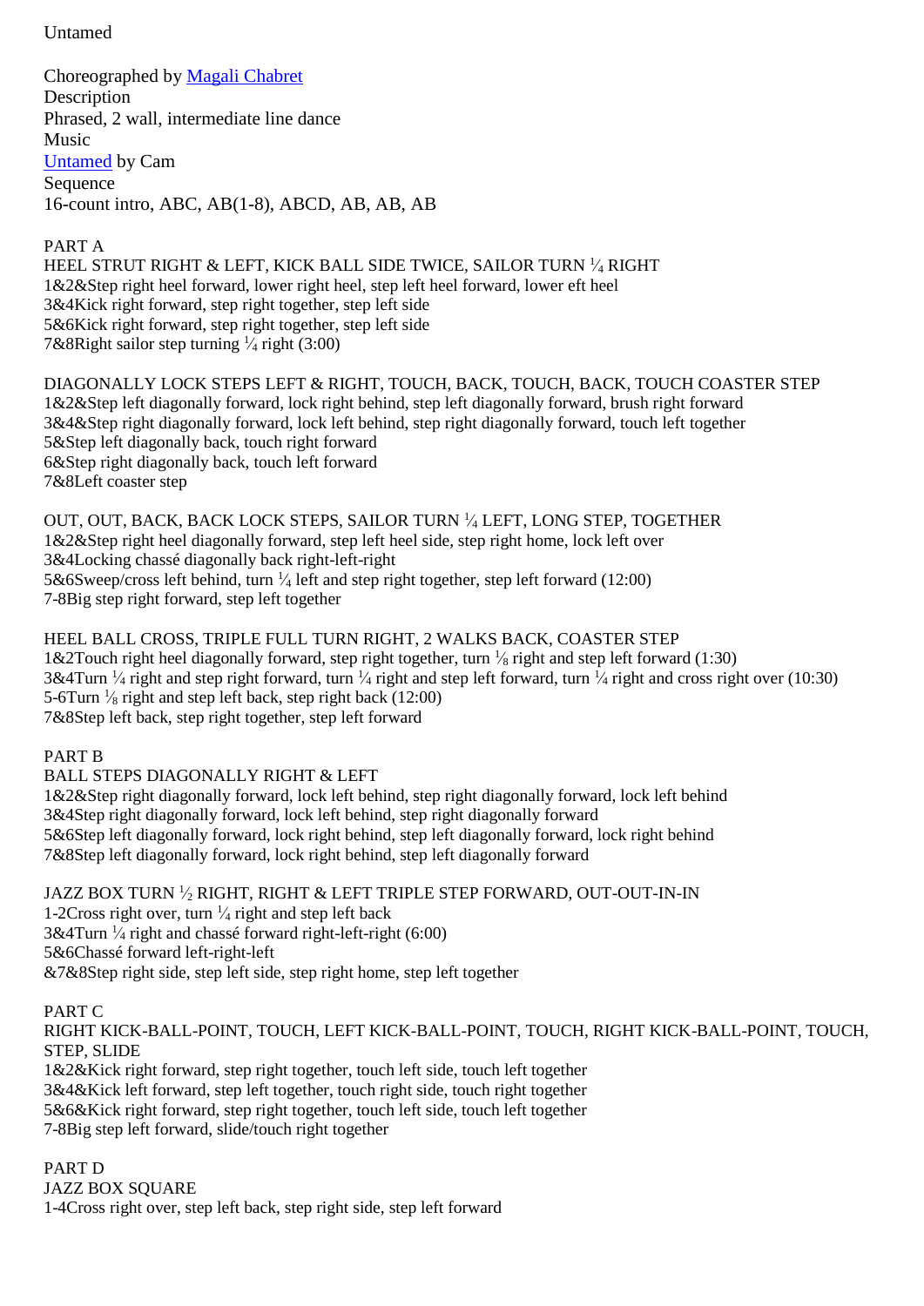Untamed

Choreographed by [Magali Chabret]

Description

Phrased, 2 wall, intermediate line dance

Music

[Untamed] by Cam

Sequence

16-count intro, ABC, AB(1-8), ABCD, AB, AB, AB

PART A

HEEL STRUT RIGHT & LEFT, KICK BALL SIDE TWICE, SAILOR TURN ¼ RIGHT

1&2&Step right heel forward, lower right heel, step left heel forward, lower eft heel

3&4Kick right forward, step right together, step left side

5&6Kick right forward, step right together, step left side

7&8Right sailor step turning ¼ right (3:00)

DIAGONALLY LOCK STEPS LEFT & RIGHT, TOUCH, BACK, TOUCH, BACK, TOUCH COASTER STEP

1&2&Step left diagonally forward, lock right behind, step left diagonally forward, brush right forward

3&4&Step right diagonally forward, lock left behind, step right diagonally forward, touch left together

5&Step left diagonally back, touch right forward

6&Step right diagonally back, touch left forward

7&8Left coaster step

OUT, OUT, BACK, BACK LOCK STEPS, SAILOR TURN ¼ LEFT, LONG STEP, TOGETHER

1&2&Step right heel diagonally forward, step left heel side, step right home, lock left over

3&4Locking chassé diagonally back right-left-right

5&6Sweep/cross left behind, turn ¼ left and step right together, step left forward (12:00)

7-8Big step right forward, step left together

HEEL BALL CROSS, TRIPLE FULL TURN RIGHT, 2 WALKS BACK, COASTER STEP

1&2Touch right heel diagonally forward, step right together, turn ⅛ right and step left forward (1:30)

3&4Turn ¼ right and step right forward, turn ¼ right and step left forward, turn ¼ right and cross right over (10:30)

5-6Turn ⅛ right and step left back, step right back (12:00)

7&8Step left back, step right together, step left forward

PART B

BALL STEPS DIAGONALLY RIGHT & LEFT

1&2&Step right diagonally forward, lock left behind, step right diagonally forward, lock left behind

3&4Step right diagonally forward, lock left behind, step right diagonally forward

5&6Step left diagonally forward, lock right behind, step left diagonally forward, lock right behind

7&8Step left diagonally forward, lock right behind, step left diagonally forward

JAZZ BOX TURN ½ RIGHT, RIGHT & LEFT TRIPLE STEP FORWARD, OUT-OUT-IN-IN

1-2Cross right over, turn ¼ right and step left back

3&4Turn ¼ right and chassé forward right-left-right (6:00)

5&6Chassé forward left-right-left

&7&8Step right side, step left side, step right home, step left together

PART C

RIGHT KICK-BALL-POINT, TOUCH, LEFT KICK-BALL-POINT, TOUCH, RIGHT KICK-BALL-POINT, TOUCH, STEP, SLIDE

1&2&Kick right forward, step right together, touch left side, touch left together

3&4&Kick left forward, step left together, touch right side, touch right together

5&6&Kick right forward, step right together, touch left side, touch left together

7-8Big step left forward, slide/touch right together

PART D

JAZZ BOX SQUARE

1-4Cross right over, step left back, step right side, step left forward